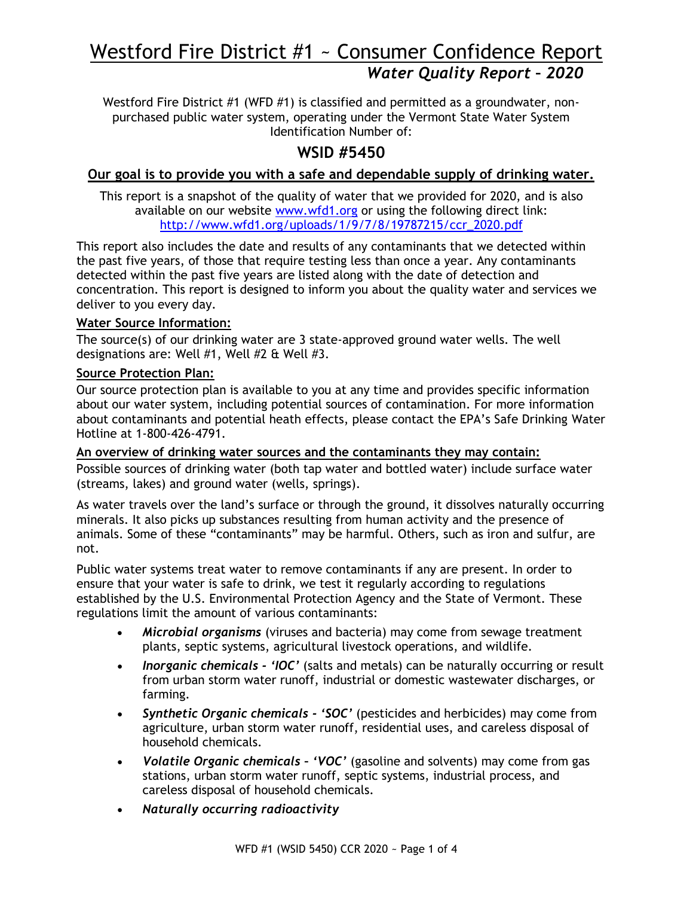# Westford Fire District #1 ~ Consumer Confidence Report

## *Water Quality Report – 2020*

Westford Fire District #1 (WFD #1) is classified and permitted as a groundwater, non-purchased public water system, operating under the Vermont State Water System Identification Number of:

## WSID #5450

### Our goal is to provide you with a safe and dependable supply of drinking water.

This report is a snapshot of the quality of water that we provided for 2020, and is also available on our website [www.wfd1.org](http://www.wfd1.org) or using the following direct link: [http://www.wfd1.org/uploads/1/9/7/8/19787215/ccr_2020.pdf](http://www.wfd1.org/uploads/1/9/7/8/19787215/ccr_2020.pdf)

This report also includes the date and results of any contaminants that we detected within the past five years, of those that require testing less than once a year. Any contaminants detected within the past five years are listed along with the date of detection and concentration. This report is designed to inform you about the quality water and services we deliver to you every day.

**Water Source Information:**

The source(s) of our drinking water are 3 state-approved ground water wells. The well designations are: Well #1, Well #2 & Well #3.

**Source Protection Plan:**

Our source protection plan is available to you at any time and provides specific information about our water system, including potential sources of contamination. For more information about contaminants and potential heath effects, please contact the EPA's Safe Drinking Water Hotline at 1-800-426-4791.

**An overview of drinking water sources and the contaminants they may contain:**

Possible sources of drinking water (both tap water and bottled water) include surface water (streams, lakes) and ground water (wells, springs).

As water travels over the land's surface or through the ground, it dissolves naturally occurring minerals. It also picks up substances resulting from human activity and the presence of animals. Some of these "contaminants" may be harmful. Others, such as iron and sulfur, are not.

Public water systems treat water to remove contaminants if any are present. In order to ensure that your water is safe to drink, we test it regularly according to regulations established by the U.S. Environmental Protection Agency and the State of Vermont. These regulations limit the amount of various contaminants:

- ***Microbial organisms*** (viruses and bacteria) may come from sewage treatment plants, septic systems, agricultural livestock operations, and wildlife.
- ***Inorganic chemicals - 'IOC'*** (salts and metals) can be naturally occurring or result from urban storm water runoff, industrial or domestic wastewater discharges, or farming.
- ***Synthetic Organic chemicals - 'SOC'*** (pesticides and herbicides) may come from agriculture, urban storm water runoff, residential uses, and careless disposal of household chemicals.
- ***Volatile Organic chemicals – 'VOC'*** (gasoline and solvents) may come from gas stations, urban storm water runoff, septic systems, industrial process, and careless disposal of household chemicals.
- ***Naturally occurring radioactivity***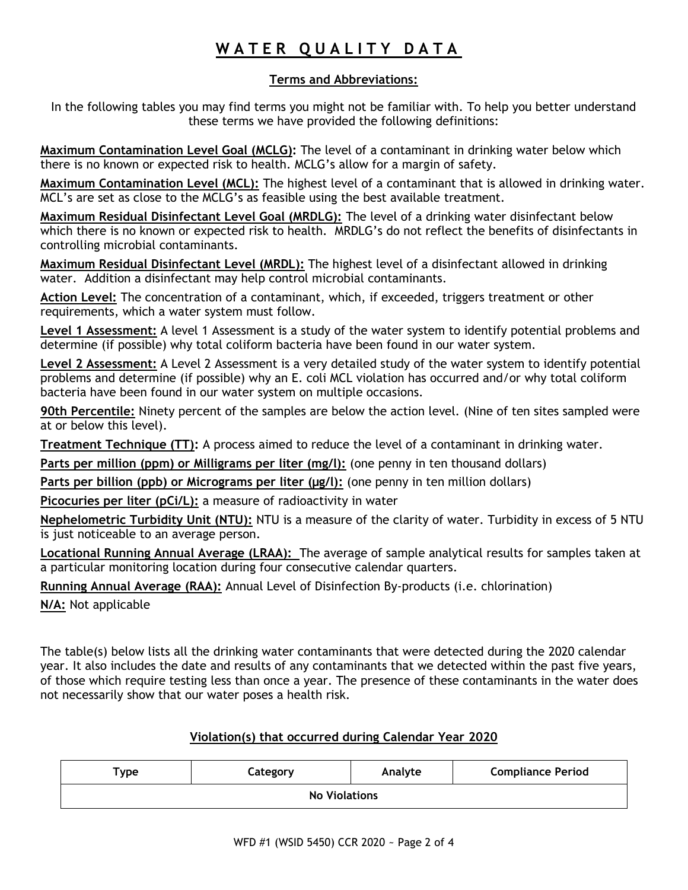# WATER QUALITY DATA

## Terms and Abbreviations:

In the following tables you may find terms you might not be familiar with. To help you better understand these terms we have provided the following definitions:

**Maximum Contamination Level Goal (MCLG):** The level of a contaminant in drinking water below which there is no known or expected risk to health. MCLG's allow for a margin of safety.

**Maximum Contamination Level (MCL):** The highest level of a contaminant that is allowed in drinking water. MCL's are set as close to the MCLG's as feasible using the best available treatment.

**Maximum Residual Disinfectant Level Goal (MRDLG):** The level of a drinking water disinfectant below which there is no known or expected risk to health. MRDLG's do not reflect the benefits of disinfectants in controlling microbial contaminants.

**Maximum Residual Disinfectant Level (MRDL):** The highest level of a disinfectant allowed in drinking water. Addition a disinfectant may help control microbial contaminants.

**Action Level:** The concentration of a contaminant, which, if exceeded, triggers treatment or other requirements, which a water system must follow.

**Level 1 Assessment:** A level 1 Assessment is a study of the water system to identify potential problems and determine (if possible) why total coliform bacteria have been found in our water system.

**Level 2 Assessment:** A Level 2 Assessment is a very detailed study of the water system to identify potential problems and determine (if possible) why an E. coli MCL violation has occurred and/or why total coliform bacteria have been found in our water system on multiple occasions.

**90th Percentile:** Ninety percent of the samples are below the action level. (Nine of ten sites sampled were at or below this level).

**Treatment Technique (TT):** A process aimed to reduce the level of a contaminant in drinking water.

**Parts per million (ppm) or Milligrams per liter (mg/l):** (one penny in ten thousand dollars)

**Parts per billion (ppb) or Micrograms per liter (µg/l):** (one penny in ten million dollars)

**Picocuries per liter (pCi/L):** a measure of radioactivity in water

**Nephelometric Turbidity Unit (NTU):** NTU is a measure of the clarity of water. Turbidity in excess of 5 NTU is just noticeable to an average person.

**Locational Running Annual Average (LRAA):** The average of sample analytical results for samples taken at a particular monitoring location during four consecutive calendar quarters.

**Running Annual Average (RAA):** Annual Level of Disinfection By-products (i.e. chlorination)

**N/A:** Not applicable

The table(s) below lists all the drinking water contaminants that were detected during the 2020 calendar year. It also includes the date and results of any contaminants that we detected within the past five years, of those which require testing less than once a year. The presence of these contaminants in the water does not necessarily show that our water poses a health risk.

## Violation(s) that occurred during Calendar Year 2020

| Type | Category | Analyte | Compliance Period |
|---|---|---|---|
| No Violations | | | |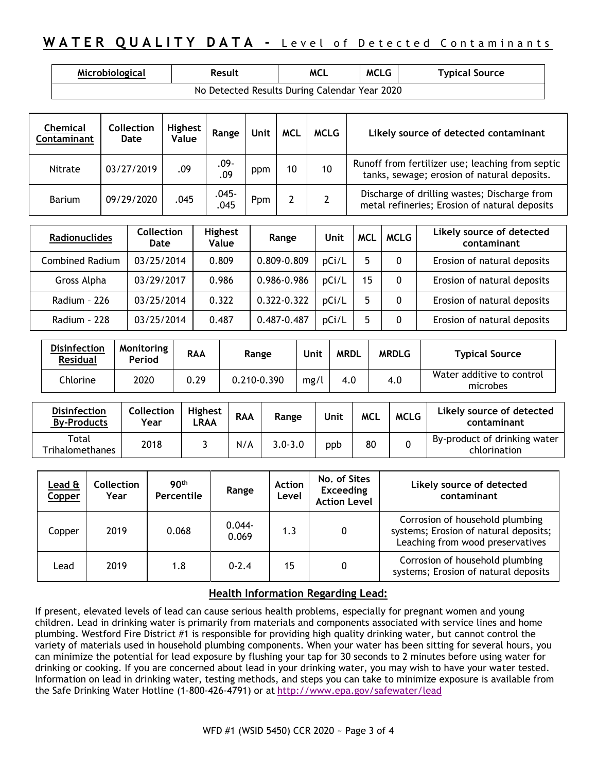# WATER QUALITY DATA - Level of Detected Contaminants

| Microbiological | Result | MCL | MCLG | Typical Source |
|---|---|---|---|---|
| No Detected Results During Calendar Year 2020 | | | | |

| Chemical Contaminant | Collection Date | Highest Value | Range | Unit | MCL | MCLG | Likely source of detected contaminant |
|---|---|---|---|---|---|---|---|
| Nitrate | 03/27/2019 | .09 | .09-.09 | ppm | 10 | 10 | Runoff from fertilizer use; leaching from septic tanks, sewage; erosion of natural deposits. |
| Barium | 09/29/2020 | .045 | .045-.045 | Ppm | 2 | 2 | Discharge of drilling wastes; Discharge from metal refineries; Erosion of natural deposits |

| Radionuclides | Collection Date | Highest Value | Range | Unit | MCL | MCLG | Likely source of detected contaminant |
|---|---|---|---|---|---|---|---|
| Combined Radium | 03/25/2014 | 0.809 | 0.809-0.809 | pCi/L | 5 | 0 | Erosion of natural deposits |
| Gross Alpha | 03/29/2017 | 0.986 | 0.986-0.986 | pCi/L | 15 | 0 | Erosion of natural deposits |
| Radium - 226 | 03/25/2014 | 0.322 | 0.322-0.322 | pCi/L | 5 | 0 | Erosion of natural deposits |
| Radium - 228 | 03/25/2014 | 0.487 | 0.487-0.487 | pCi/L | 5 | 0 | Erosion of natural deposits |

| Disinfection Residual | Monitoring Period | RAA | Range | Unit | MRDL | MRDLG | Typical Source |
|---|---|---|---|---|---|---|---|
| Chlorine | 2020 | 0.29 | 0.210-0.390 | mg/l | 4.0 | 4.0 | Water additive to control microbes |

| Disinfection By-Products | Collection Year | Highest LRAA | RAA | Range | Unit | MCL | MCLG | Likely source of detected contaminant |
|---|---|---|---|---|---|---|---|---|
| Total Trihalomethanes | 2018 | 3 | N/A | 3.0-3.0 | ppb | 80 | 0 | By-product of drinking water chlorination |

| Lead & Copper | Collection Year | 90th Percentile | Range | Action Level | No. of Sites Exceeding Action Level | Likely source of detected contaminant |
|---|---|---|---|---|---|---|
| Copper | 2019 | 0.068 | 0.044-0.069 | 1.3 | 0 | Corrosion of household plumbing systems; Erosion of natural deposits; Leaching from wood preservatives |
| Lead | 2019 | 1.8 | 0-2.4 | 15 | 0 | Corrosion of household plumbing systems; Erosion of natural deposits |

## Health Information Regarding Lead:

If present, elevated levels of lead can cause serious health problems, especially for pregnant women and young children. Lead in drinking water is primarily from materials and components associated with service lines and home plumbing. Westford Fire District #1 is responsible for providing high quality drinking water, but cannot control the variety of materials used in household plumbing components. When your water has been sitting for several hours, you can minimize the potential for lead exposure by flushing your tap for 30 seconds to 2 minutes before using water for drinking or cooking. If you are concerned about lead in your drinking water, you may wish to have your water tested. Information on lead in drinking water, testing methods, and steps you can take to minimize exposure is available from the Safe Drinking Water Hotline (1-800-426-4791) or at http://www.epa.gov/safewater/lead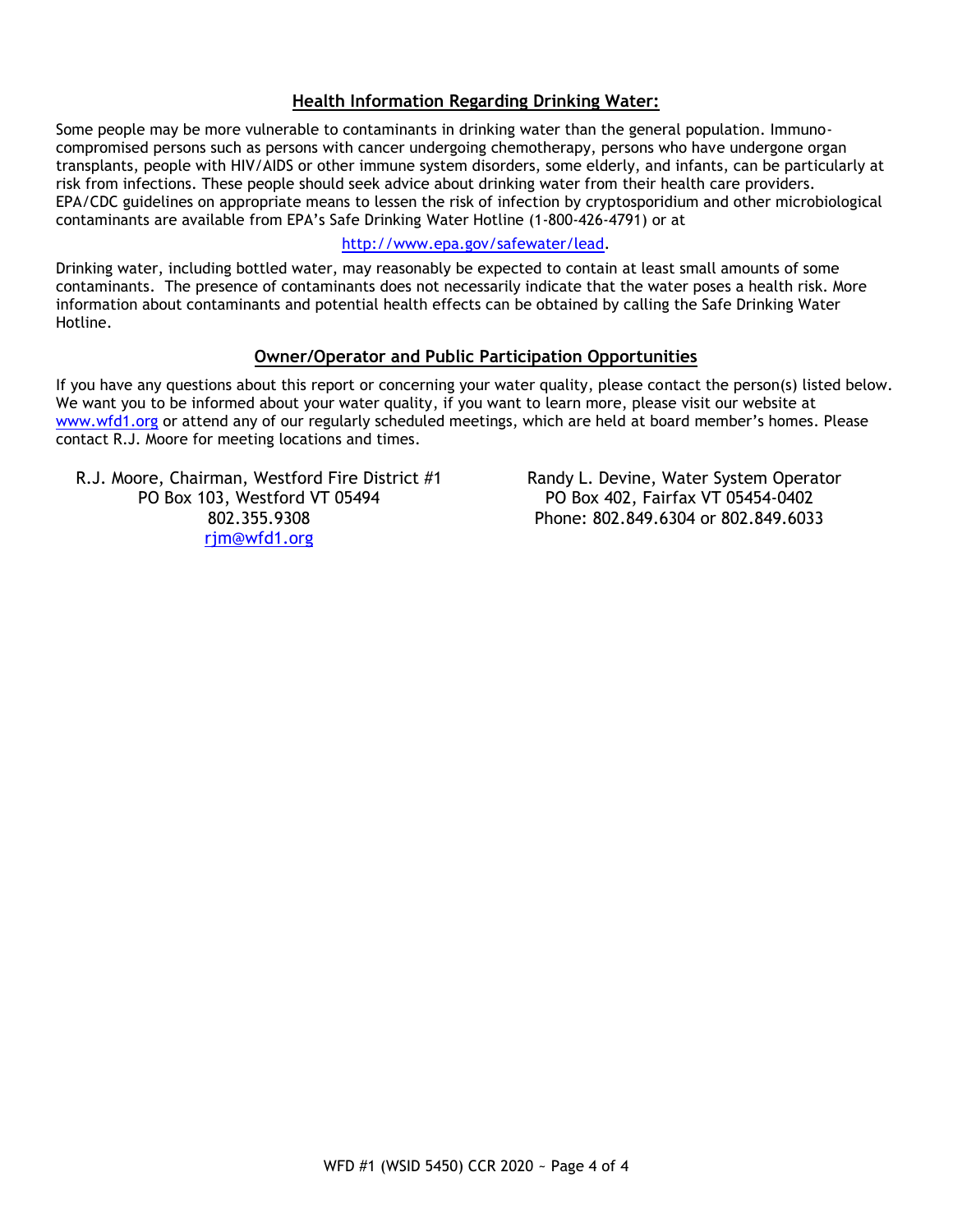## Health Information Regarding Drinking Water:

Some people may be more vulnerable to contaminants in drinking water than the general population. Immuno-compromised persons such as persons with cancer undergoing chemotherapy, persons who have undergone organ transplants, people with HIV/AIDS or other immune system disorders, some elderly, and infants, can be particularly at risk from infections. These people should seek advice about drinking water from their health care providers. EPA/CDC guidelines on appropriate means to lessen the risk of infection by cryptosporidium and other microbiological contaminants are available from EPA's Safe Drinking Water Hotline (1-800-426-4791) or at

http://www.epa.gov/safewater/lead.

Drinking water, including bottled water, may reasonably be expected to contain at least small amounts of some contaminants. The presence of contaminants does not necessarily indicate that the water poses a health risk. More information about contaminants and potential health effects can be obtained by calling the Safe Drinking Water Hotline.

## Owner/Operator and Public Participation Opportunities

If you have any questions about this report or concerning your water quality, please contact the person(s) listed below. We want you to be informed about your water quality, if you want to learn more, please visit our website at www.wfd1.org or attend any of our regularly scheduled meetings, which are held at board member's homes. Please contact R.J. Moore for meeting locations and times.

R.J. Moore, Chairman, Westford Fire District #1
PO Box 103, Westford VT 05494
802.355.9308
rjm@wfd1.org

Randy L. Devine, Water System Operator
PO Box 402, Fairfax VT 05454-0402
Phone: 802.849.6304 or 802.849.6033